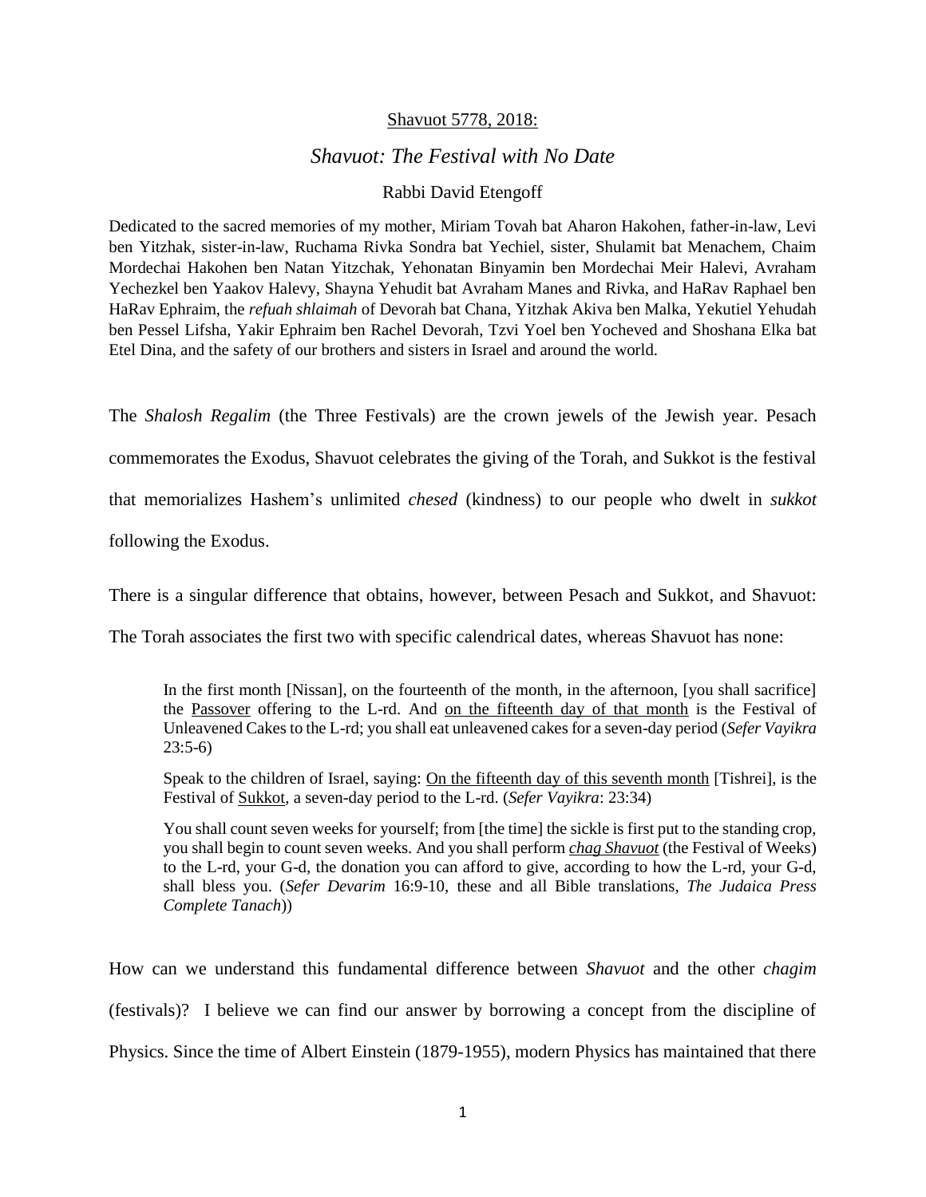Shavuot 5778, 2018:

# *Shavuot: The Festival with No Date*

Rabbi David Etengoff

Dedicated to the sacred memories of my mother, Miriam Tovah bat Aharon Hakohen, father-in-law, Levi ben Yitzhak, sister-in-law, Ruchama Rivka Sondra bat Yechiel, sister, Shulamit bat Menachem, Chaim Mordechai Hakohen ben Natan Yitzchak, Yehonatan Binyamin ben Mordechai Meir Halevi, Avraham Yechezkel ben Yaakov Halevy, Shayna Yehudit bat Avraham Manes and Rivka, and HaRav Raphael ben HaRav Ephraim, the *refuah shlaimah* of Devorah bat Chana, Yitzhak Akiva ben Malka, Yekutiel Yehudah ben Pessel Lifsha, Yakir Ephraim ben Rachel Devorah, Tzvi Yoel ben Yocheved and Shoshana Elka bat Etel Dina, and the safety of our brothers and sisters in Israel and around the world.

The *Shalosh Regalim* (the Three Festivals) are the crown jewels of the Jewish year. Pesach commemorates the Exodus, Shavuot celebrates the giving of the Torah, and Sukkot is the festival that memorializes Hashem's unlimited *chesed* (kindness) to our people who dwelt in *sukkot* following the Exodus.

There is a singular difference that obtains, however, between Pesach and Sukkot, and Shavuot: The Torah associates the first two with specific calendrical dates, whereas Shavuot has none:

> In the first month [Nissan], on the fourteenth of the month, in the afternoon, [you shall sacrifice] the Passover offering to the L-rd. And on the fifteenth day of that month is the Festival of Unleavened Cakes to the L-rd; you shall eat unleavened cakes for a seven-day period (*Sefer Vayikra* 23:5-6)
>
> Speak to the children of Israel, saying: On the fifteenth day of this seventh month [Tishrei], is the Festival of Sukkot, a seven-day period to the L-rd. (*Sefer Vayikra*: 23:34)
>
> You shall count seven weeks for yourself; from [the time] the sickle is first put to the standing crop, you shall begin to count seven weeks. And you shall perform ***chag Shavuot*** (the Festival of Weeks) to the L-rd, your G-d, the donation you can afford to give, according to how the L-rd, your G-d, shall bless you. (*Sefer Devarim* 16:9-10, these and all Bible translations, *The Judaica Press Complete Tanach*))

How can we understand this fundamental difference between *Shavuot* and the other *chagim* (festivals)? I believe we can find our answer by borrowing a concept from the discipline of Physics. Since the time of Albert Einstein (1879-1955), modern Physics has maintained that there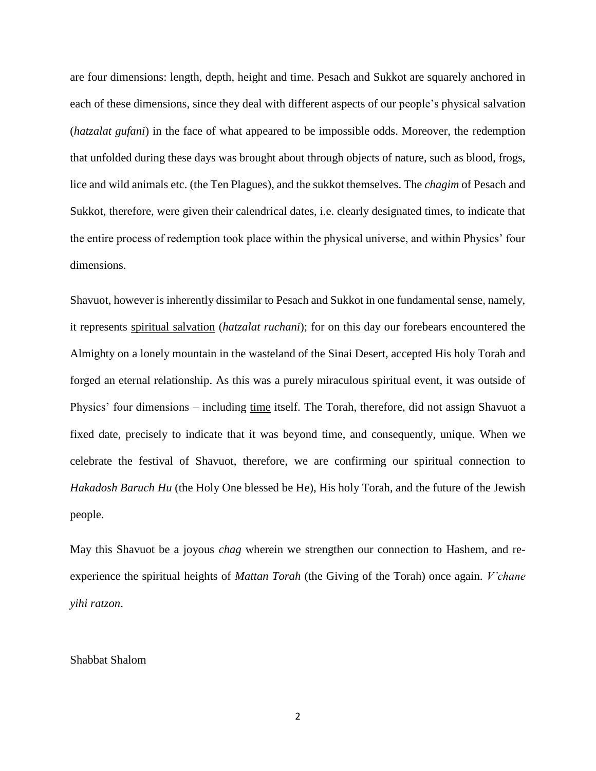are four dimensions: length, depth, height and time. Pesach and Sukkot are squarely anchored in each of these dimensions, since they deal with different aspects of our people's physical salvation (*hatzalat gufani*) in the face of what appeared to be impossible odds. Moreover, the redemption that unfolded during these days was brought about through objects of nature, such as blood, frogs, lice and wild animals etc. (the Ten Plagues), and the sukkot themselves. The *chagim* of Pesach and Sukkot, therefore, were given their calendrical dates, i.e. clearly designated times, to indicate that the entire process of redemption took place within the physical universe, and within Physics' four dimensions.

Shavuot, however is inherently dissimilar to Pesach and Sukkot in one fundamental sense, namely, it represents <u>spiritual salvation</u> (*hatzalat ruchani*); for on this day our forebears encountered the Almighty on a lonely mountain in the wasteland of the Sinai Desert, accepted His holy Torah and forged an eternal relationship. As this was a purely miraculous spiritual event, it was outside of Physics' four dimensions – including <u>time</u> itself. The Torah, therefore, did not assign Shavuot a fixed date, precisely to indicate that it was beyond time, and consequently, unique. When we celebrate the festival of Shavuot, therefore, we are confirming our spiritual connection to *Hakadosh Baruch Hu* (the Holy One blessed be He), His holy Torah, and the future of the Jewish people.

May this Shavuot be a joyous *chag* wherein we strengthen our connection to Hashem, and re-experience the spiritual heights of *Mattan Torah* (the Giving of the Torah) once again. *V'chane yihi ratzon*.

Shabbat Shalom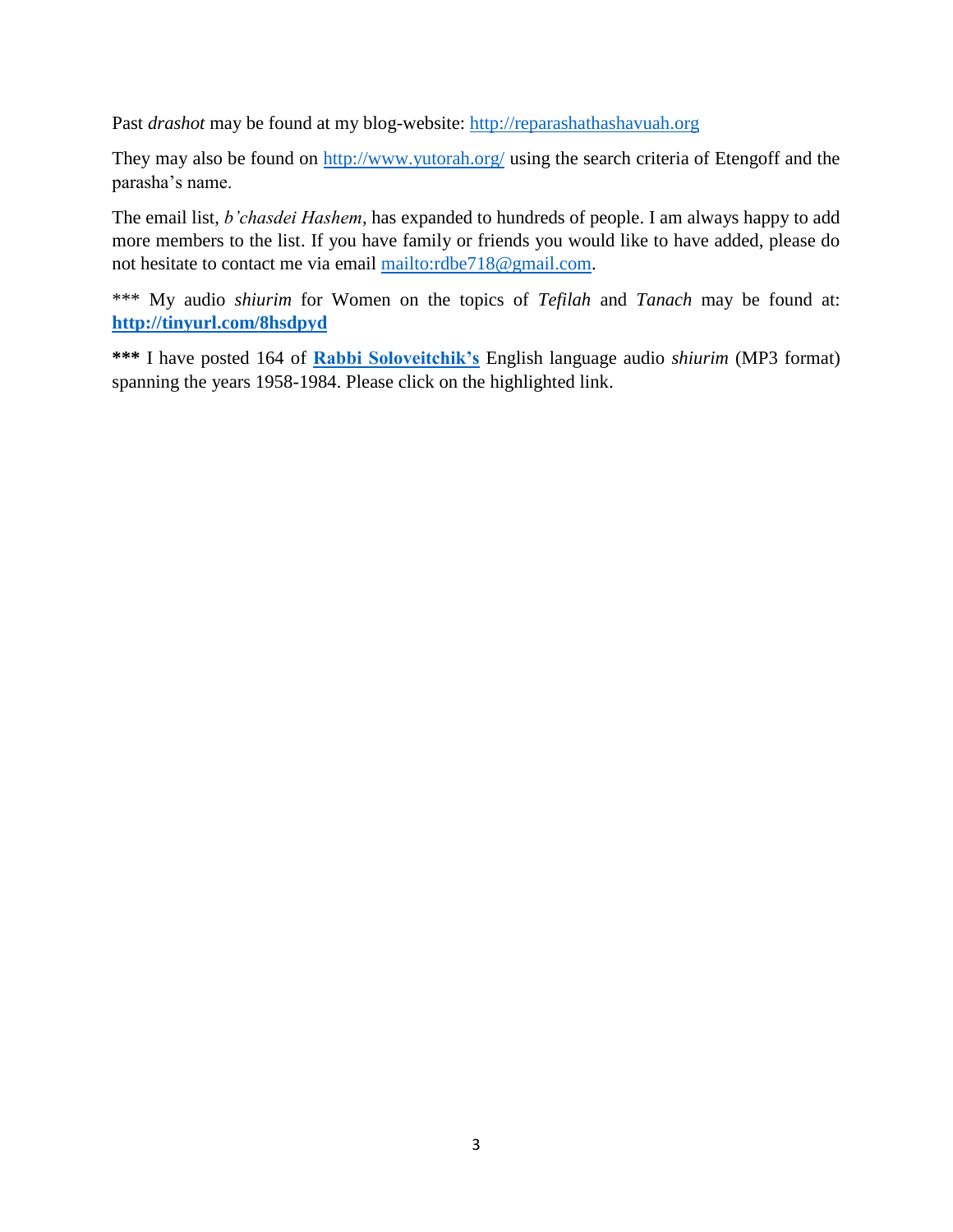Past *drashot* may be found at my blog-website: http://reparashathashavuah.org

They may also be found on http://www.yutorah.org/ using the search criteria of Etengoff and the parasha's name.

The email list, *b'chasdei Hashem*, has expanded to hundreds of people. I am always happy to add more members to the list. If you have family or friends you would like to have added, please do not hesitate to contact me via email mailto:rdbe718@gmail.com.

*** My audio *shiurim* for Women on the topics of *Tefilah* and *Tanach* may be found at: **http://tinyurl.com/8hsdpyd**

**\*\*\*** I have posted 164 of **Rabbi Soloveitchik's** English language audio *shiurim* (MP3 format) spanning the years 1958-1984. Please click on the highlighted link.